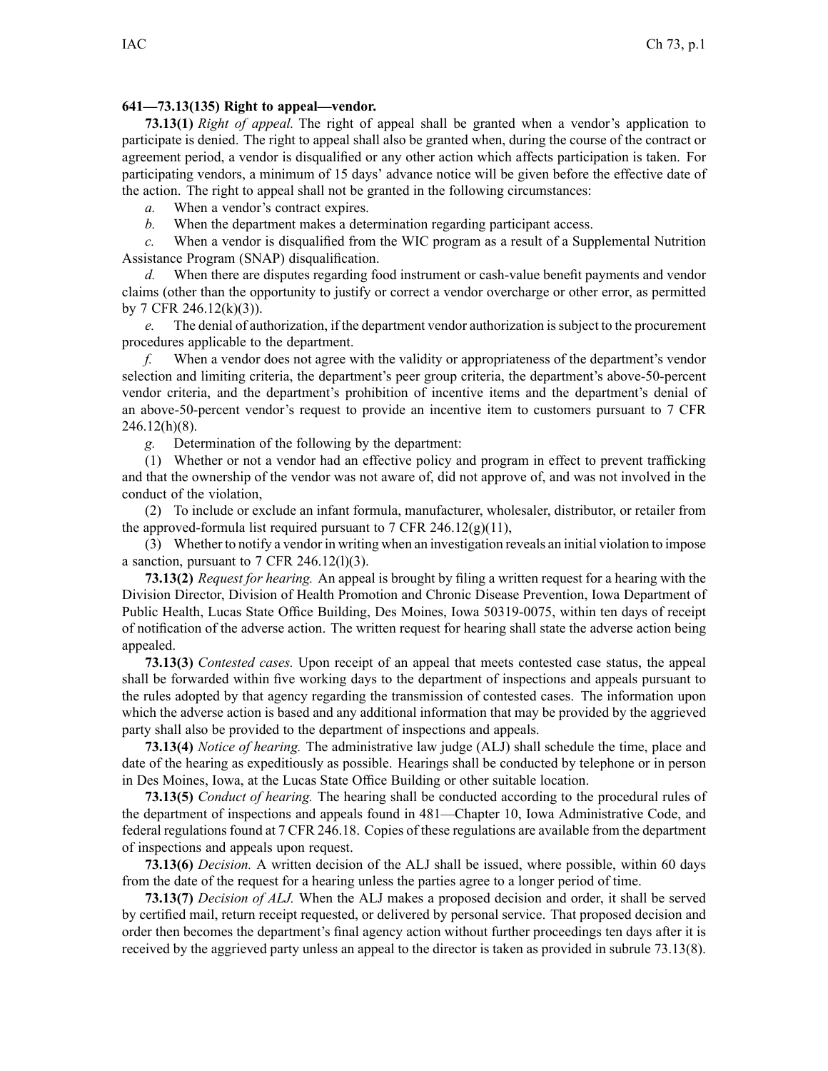**641—73.13(135) Right to appeal—vendor.**

**73.13(1)** *Right of appeal.* The right of appeal shall be granted when a vendor's application to participate is denied. The right to appeal shall also be granted when, during the course of the contract or agreement period, a vendor is disqualified or any other action which affects participation is taken. For participating vendors, a minimum of 15 days' advance notice will be given before the effective date of the action. The right to appeal shall not be granted in the following circumstances:

*a.* When a vendor's contract expires.

*b.* When the department makes a determination regarding participant access.

*c.* When a vendor is disqualified from the WIC program as a result of a Supplemental Nutrition Assistance Program (SNAP) disqualification.

*d.* When there are disputes regarding food instrument or cash-value benefit payments and vendor claims (other than the opportunity to justify or correct a vendor overcharge or other error, as permitted by 7 CFR 246.12(k)(3)).

*e.* The denial of authorization, if the department vendor authorization is subject to the procurement procedures applicable to the department.

*f.* When a vendor does not agree with the validity or appropriateness of the department's vendor selection and limiting criteria, the department's peer group criteria, the department's above-50-percent vendor criteria, and the department's prohibition of incentive items and the department's denial of an above-50-percent vendor's request to provide an incentive item to customers pursuant to 7 CFR 246.12(h)(8).

*g.* Determination of the following by the department:

(1) Whether or not a vendor had an effective policy and program in effect to prevent trafficking and that the ownership of the vendor was not aware of, did not approve of, and was not involved in the conduct of the violation,

(2) To include or exclude an infant formula, manufacturer, wholesaler, distributor, or retailer from the approved-formula list required pursuant to 7 CFR 246.12(g)(11),

(3) Whether to notify a vendor in writing when an investigation reveals an initial violation to impose a sanction, pursuant to 7 CFR 246.12(l)(3).

**73.13(2)** *Request for hearing.* An appeal is brought by filing a written request for a hearing with the Division Director, Division of Health Promotion and Chronic Disease Prevention, Iowa Department of Public Health, Lucas State Office Building, Des Moines, Iowa 50319-0075, within ten days of receipt of notification of the adverse action. The written request for hearing shall state the adverse action being appealed.

**73.13(3)** *Contested cases.* Upon receipt of an appeal that meets contested case status, the appeal shall be forwarded within five working days to the department of inspections and appeals pursuant to the rules adopted by that agency regarding the transmission of contested cases. The information upon which the adverse action is based and any additional information that may be provided by the aggrieved party shall also be provided to the department of inspections and appeals.

**73.13(4)** *Notice of hearing.* The administrative law judge (ALJ) shall schedule the time, place and date of the hearing as expeditiously as possible. Hearings shall be conducted by telephone or in person in Des Moines, Iowa, at the Lucas State Office Building or other suitable location.

**73.13(5)** *Conduct of hearing.* The hearing shall be conducted according to the procedural rules of the department of inspections and appeals found in 481—Chapter 10, Iowa Administrative Code, and federal regulations found at 7 CFR 246.18. Copies of these regulations are available from the department of inspections and appeals upon request.

**73.13(6)** *Decision.* A written decision of the ALJ shall be issued, where possible, within 60 days from the date of the request for a hearing unless the parties agree to a longer period of time.

**73.13(7)** *Decision of ALJ.* When the ALJ makes a proposed decision and order, it shall be served by certified mail, return receipt requested, or delivered by personal service. That proposed decision and order then becomes the department's final agency action without further proceedings ten days after it is received by the aggrieved party unless an appeal to the director is taken as provided in subrule 73.13(8).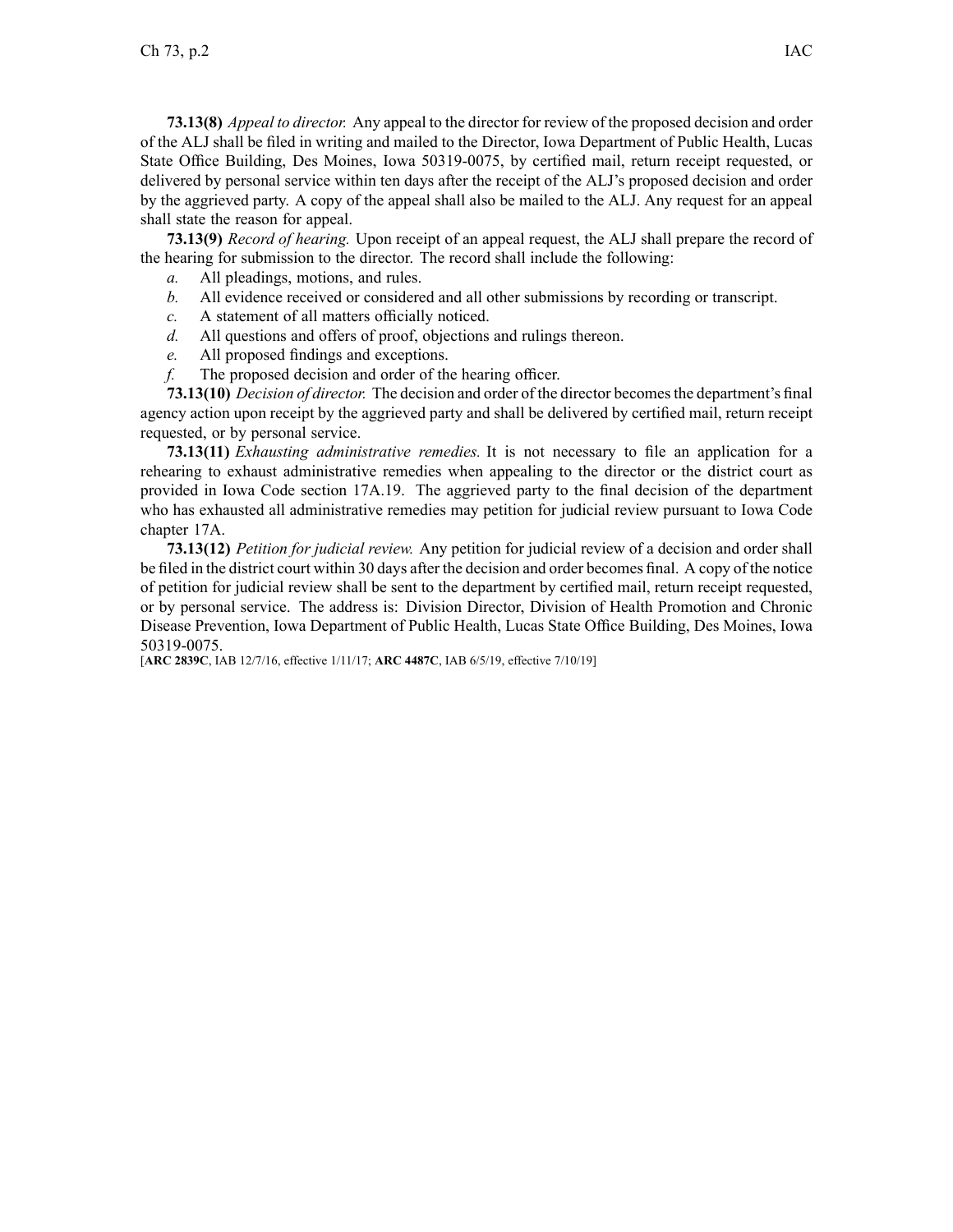**73.13(8)** *Appeal to director.* Any appeal to the director for review of the proposed decision and order of the ALJ shall be filed in writing and mailed to the Director, Iowa Department of Public Health, Lucas State Office Building, Des Moines, Iowa 50319-0075, by certified mail, return receipt requested, or delivered by personal service within ten days after the receipt of the ALJ's proposed decision and order by the aggrieved party. A copy of the appeal shall also be mailed to the ALJ. Any request for an appeal shall state the reason for appeal.

**73.13(9)** *Record of hearing.* Upon receipt of an appeal request, the ALJ shall prepare the record of the hearing for submission to the director. The record shall include the following:

*a.* All pleadings, motions, and rules.

*b.* All evidence received or considered and all other submissions by recording or transcript.

*c.* A statement of all matters officially noticed.

*d.* All questions and offers of proof, objections and rulings thereon.

*e.* All proposed findings and exceptions.

*f.* The proposed decision and order of the hearing officer.

**73.13(10)** *Decision of director.* The decision and order of the director becomes the department's final agency action upon receipt by the aggrieved party and shall be delivered by certified mail, return receipt requested, or by personal service.

**73.13(11)** *Exhausting administrative remedies.* It is not necessary to file an application for a rehearing to exhaust administrative remedies when appealing to the director or the district court as provided in Iowa Code section 17A.19. The aggrieved party to the final decision of the department who has exhausted all administrative remedies may petition for judicial review pursuant to Iowa Code chapter 17A.

**73.13(12)** *Petition for judicial review.* Any petition for judicial review of a decision and order shall be filed in the district court within 30 days after the decision and order becomes final. A copy of the notice of petition for judicial review shall be sent to the department by certified mail, return receipt requested, or by personal service. The address is: Division Director, Division of Health Promotion and Chronic Disease Prevention, Iowa Department of Public Health, Lucas State Office Building, Des Moines, Iowa 50319-0075.

[**ARC 2839C**, IAB 12/7/16, effective 1/11/17; **ARC 4487C**, IAB 6/5/19, effective 7/10/19]